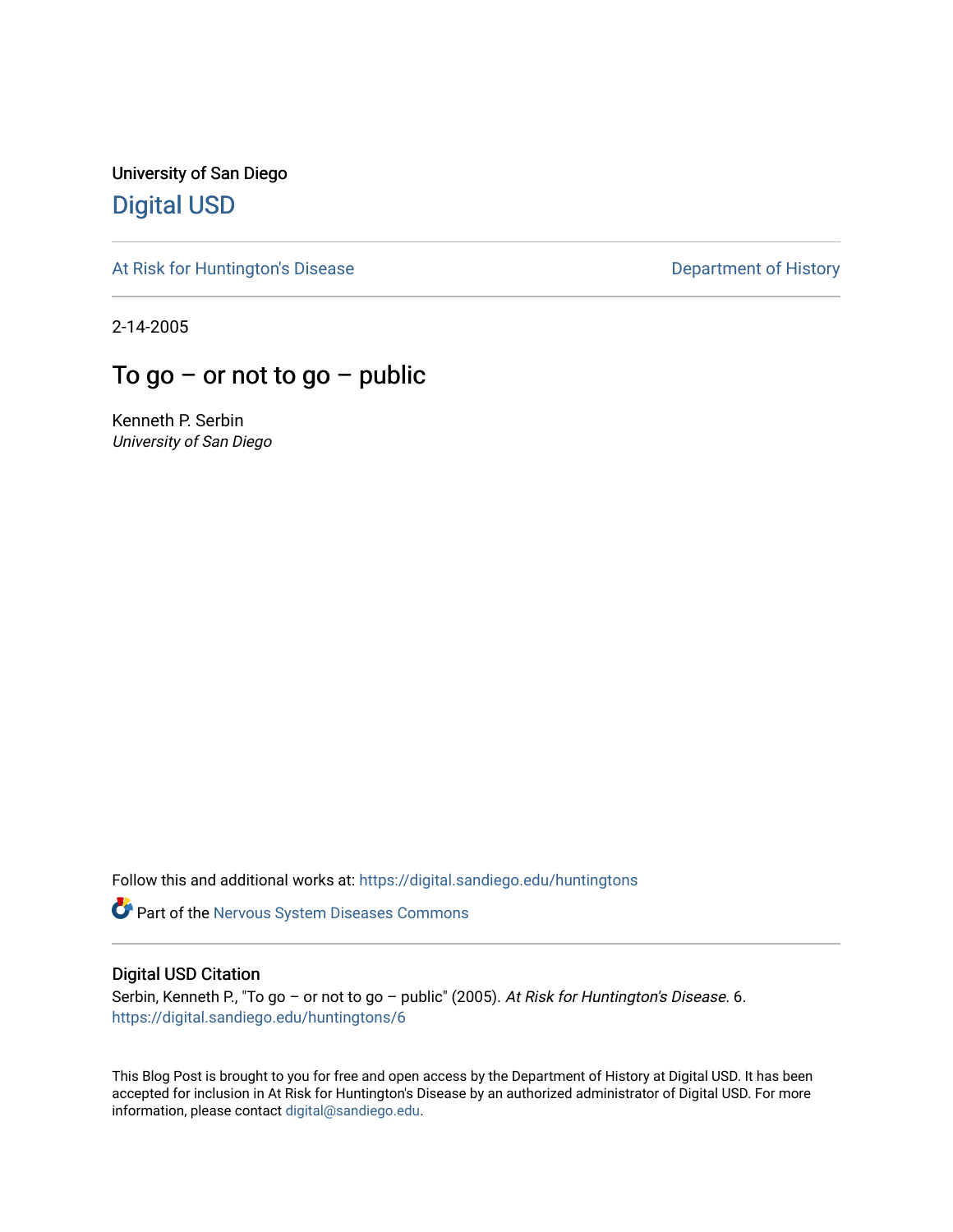University of San Diego

## Digital USD

At Risk for Huntington's Disease

Department of History

2-14-2005

# To go – or not to go – public

Kenneth P. Serbin
*University of San Diego*

Follow this and additional works at: https://digital.sandiego.edu/huntingtons

Part of the Nervous System Diseases Commons

### Digital USD Citation

Serbin, Kenneth P., "To go – or not to go – public" (2005). *At Risk for Huntington's Disease*. 6.
https://digital.sandiego.edu/huntingtons/6

This Blog Post is brought to you for free and open access by the Department of History at Digital USD. It has been accepted for inclusion in At Risk for Huntington's Disease by an authorized administrator of Digital USD. For more information, please contact digital@sandiego.edu.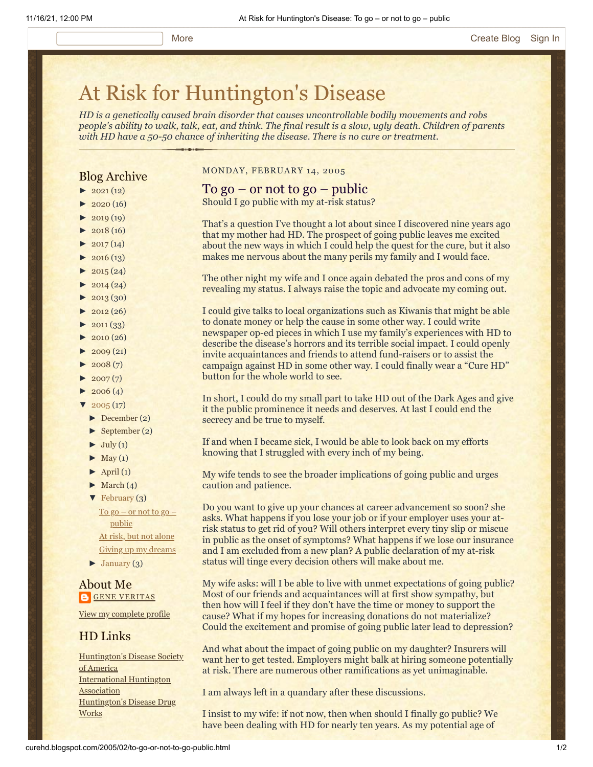# At Risk for Huntington's Disease

*HD is a genetically caused brain disorder that causes uncontrollable bodily movements and robs people's ability to walk, talk, eat, and think. The final result is a slow, ugly death. Children of parents with HD have a 50-50 chance of inheriting the disease. There is no cure or treatment.*

## Blog Archive

- ► 2021 (12)
- ► 2020 (16)
- ► 2019 (19)
- ► 2018 (16)
- ► 2017 (14)
- ► 2016 (13)
- ► 2015 (24)
- ► 2014 (24)
- ► 2013 (30)
- ► 2012 (26)
- ► 2011 (33)
- ► 2010 (26)
- ► 2009 (21)
- ► 2008 (7)
- ► 2007 (7)
- ► 2006 (4)
- ▼ 2005 (17)
  - ► December (2)
  - ► September (2)
  - ► July (1)
  - ► May (1)
  - ► April (1)
  - ► March (4)
  - ▼ February (3)
    - To go – or not to go – public
    - At risk, but not alone
    - Giving up my dreams
  - ► January (3)

## About Me

GENE VERITAS

View my complete profile

## HD Links

- Huntington's Disease Society of America
- International Huntington Association
- Huntington's Disease Drug Works

MONDAY, FEBRUARY 14, 2005

## To go – or not to go – public

Should I go public with my at-risk status?

That's a question I've thought a lot about since I discovered nine years ago that my mother had HD. The prospect of going public leaves me excited about the new ways in which I could help the quest for the cure, but it also makes me nervous about the many perils my family and I would face.

The other night my wife and I once again debated the pros and cons of my revealing my status. I always raise the topic and advocate my coming out.

I could give talks to local organizations such as Kiwanis that might be able to donate money or help the cause in some other way. I could write newspaper op-ed pieces in which I use my family's experiences with HD to describe the disease's horrors and its terrible social impact. I could openly invite acquaintances and friends to attend fund-raisers or to assist the campaign against HD in some other way. I could finally wear a "Cure HD" button for the whole world to see.

In short, I could do my small part to take HD out of the Dark Ages and give it the public prominence it needs and deserves. At last I could end the secrecy and be true to myself.

If and when I became sick, I would be able to look back on my efforts knowing that I struggled with every inch of my being.

My wife tends to see the broader implications of going public and urges caution and patience.

Do you want to give up your chances at career advancement so soon? she asks. What happens if you lose your job or if your employer uses your at-risk status to get rid of you? Will others interpret every tiny slip or miscue in public as the onset of symptoms? What happens if we lose our insurance and I am excluded from a new plan? A public declaration of my at-risk status will tinge every decision others will make about me.

My wife asks: will I be able to live with unmet expectations of going public? Most of our friends and acquaintances will at first show sympathy, but then how will I feel if they don't have the time or money to support the cause? What if my hopes for increasing donations do not materialize? Could the excitement and promise of going public later lead to depression?

And what about the impact of going public on my daughter? Insurers will want her to get tested. Employers might balk at hiring someone potentially at risk. There are numerous other ramifications as yet unimaginable.

I am always left in a quandary after these discussions.

I insist to my wife: if not now, then when should I finally go public? We have been dealing with HD for nearly ten years. As my potential age of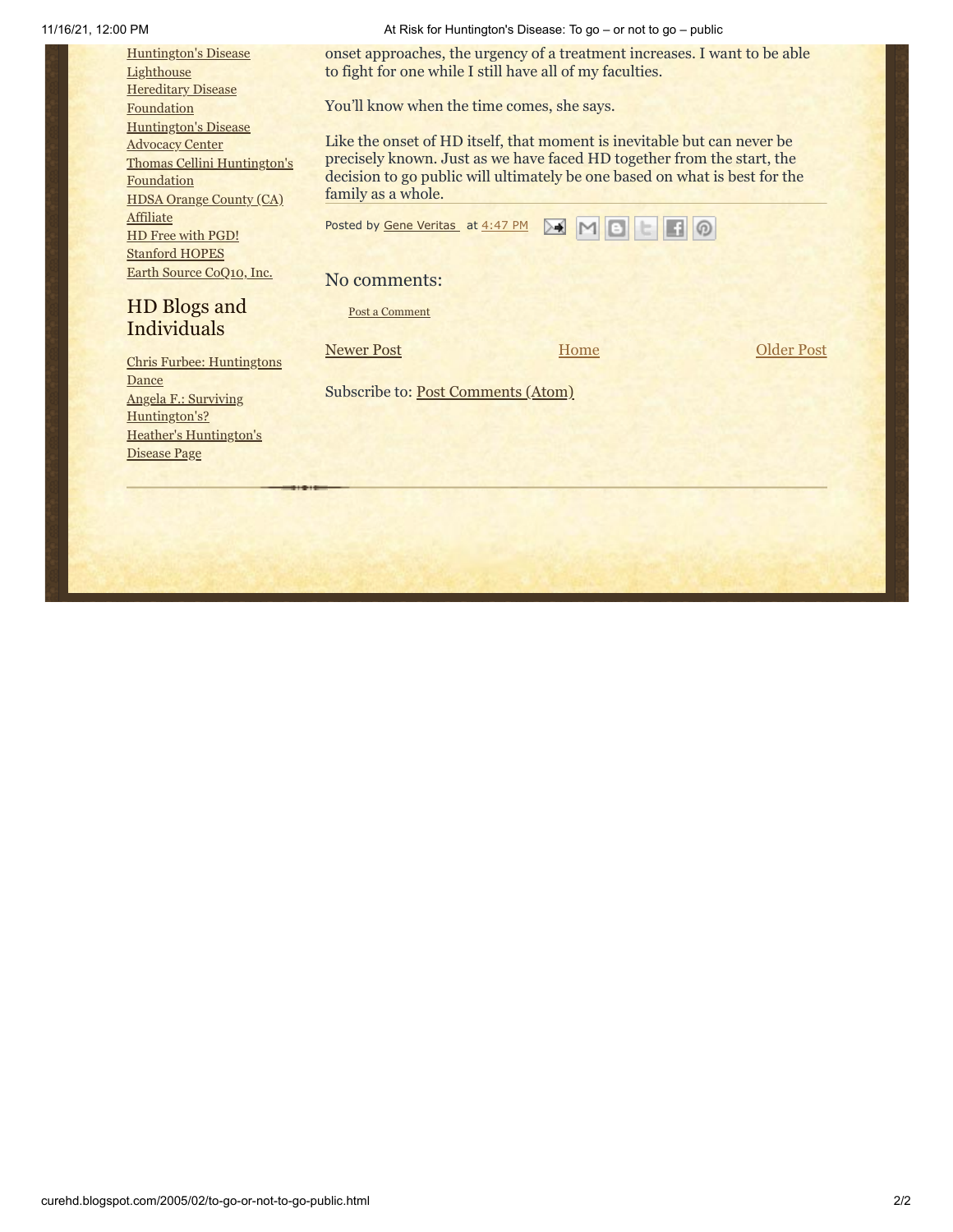onset approaches, the urgency of a treatment increases. I want to be able to fight for one while I still have all of my faculties.

You'll know when the time comes, she says.

Like the onset of HD itself, that moment is inevitable but can never be precisely known. Just as we have faced HD together from the start, the decision to go public will ultimately be one based on what is best for the family as a whole.

Posted by Gene Veritas at 4:47 PM

## No comments:

Post a Comment

Newer Post | Home | Older Post

Subscribe to: Post Comments (Atom)

Huntington's Disease Lighthouse
Hereditary Disease Foundation
Huntington's Disease Advocacy Center
Thomas Cellini Huntington's Foundation
HDSA Orange County (CA) Affiliate
HD Free with PGD!
Stanford HOPES
Earth Source CoQ10, Inc.

## HD Blogs and Individuals

Chris Furbee: Huntingtons Dance
Angela F.: Surviving Huntington's?
Heather's Huntington's Disease Page